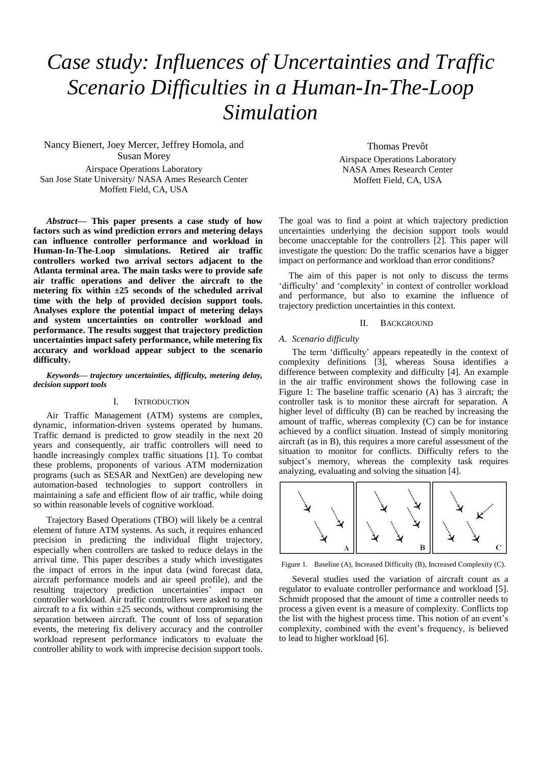# Case study: Influences of Uncertainties and Traffic Scenario Difficulties in a Human-In-The-Loop Simulation

Nancy Bienert, Joey Mercer, Jeffrey Homola, and Susan Morey
Airspace Operations Laboratory
San Jose State University/ NASA Ames Research Center
Moffett Field, CA, USA

Thomas Prevôt
Airspace Operations Laboratory
NASA Ames Research Center
Moffett Field, CA, USA

***Abstract*— This paper presents a case study of how factors such as wind prediction errors and metering delays can influence controller performance and workload in Human-In-The-Loop simulations. Retired air traffic controllers worked two arrival sectors adjacent to the Atlanta terminal area. The main tasks were to provide safe air traffic operations and deliver the aircraft to the metering fix within ±25 seconds of the scheduled arrival time with the help of provided decision support tools. Analyses explore the potential impact of metering delays and system uncertainties on controller workload and performance. The results suggest that trajectory prediction uncertainties impact safety performance, while metering fix accuracy and workload appear subject to the scenario difficulty.**

***Keywords*— *trajectory uncertainties, difficulty, metering delay, decision support tools***

## I. Introduction

Air Traffic Management (ATM) systems are complex, dynamic, information-driven systems operated by humans. Traffic demand is predicted to grow steadily in the next 20 years and consequently, air traffic controllers will need to handle increasingly complex traffic situations [1]. To combat these problems, proponents of various ATM modernization programs (such as SESAR and NextGen) are developing new automation-based technologies to support controllers in maintaining a safe and efficient flow of air traffic, while doing so within reasonable levels of cognitive workload.

Trajectory Based Operations (TBO) will likely be a central element of future ATM systems. As such, it requires enhanced precision in predicting the individual flight trajectory, especially when controllers are tasked to reduce delays in the arrival time. This paper describes a study which investigates the impact of errors in the input data (wind forecast data, aircraft performance models and air speed profile), and the resulting trajectory prediction uncertainties' impact on controller workload. Air traffic controllers were asked to meter aircraft to a fix within ±25 seconds, without compromising the separation between aircraft. The count of loss of separation events, the metering fix delivery accuracy and the controller workload represent performance indicators to evaluate the controller ability to work with imprecise decision support tools. The goal was to find a point at which trajectory prediction uncertainties underlying the decision support tools would become unacceptable for the controllers [2]. This paper will investigate the question: Do the traffic scenarios have a bigger impact on performance and workload than error conditions?

The aim of this paper is not only to discuss the terms 'difficulty' and 'complexity' in context of controller workload and performance, but also to examine the influence of trajectory prediction uncertainties in this context.

## II. Background

### *A. Scenario difficulty*

The term 'difficulty' appears repeatedly in the context of complexity definitions [3], whereas Sousa identifies a difference between complexity and difficulty [4]. An example in the air traffic environment shows the following case in Figure 1: The baseline traffic scenario (A) has 3 aircraft; the controller task is to monitor these aircraft for separation. A higher level of difficulty (B) can be reached by increasing the amount of traffic, whereas complexity (C) can be for instance achieved by a conflict situation. Instead of simply monitoring aircraft (as in B), this requires a more careful assessment of the situation to monitor for conflicts. Difficulty refers to the subject's memory, whereas the complexity task requires analyzing, evaluating and solving the situation [4].

Figure 1. Baseline (A), Increased Difficulty (B), Increased Complexity (C).

Several studies used the variation of aircraft count as a regulator to evaluate controller performance and workload [5]. Schmidt proposed that the amount of time a controller needs to process a given event is a measure of complexity. Conflicts top the list with the highest process time. This notion of an event's complexity, combined with the event's frequency, is believed to lead to higher workload [6].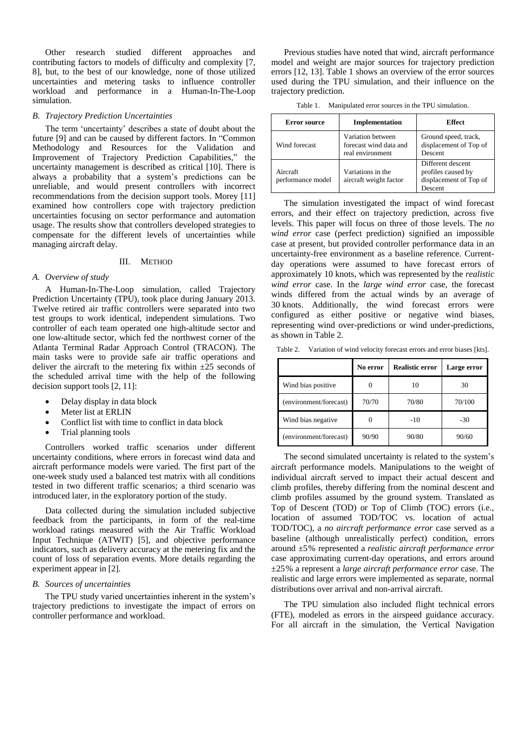Other research studied different approaches and contributing factors to models of difficulty and complexity [7, 8], but, to the best of our knowledge, none of those utilized uncertainties and metering tasks to influence controller workload and performance in a Human-In-The-Loop simulation.

### *B. Trajectory Prediction Uncertainties*

The term 'uncertainty' describes a state of doubt about the future [9] and can be caused by different factors. In "Common Methodology and Resources for the Validation and Improvement of Trajectory Prediction Capabilities," the uncertainty management is described as critical [10]. There is always a probability that a system's predictions can be unreliable, and would present controllers with incorrect recommendations from the decision support tools. Morey [11] examined how controllers cope with trajectory prediction uncertainties focusing on sector performance and automation usage. The results show that controllers developed strategies to compensate for the different levels of uncertainties while managing aircraft delay.

## III. METHOD

### *A. Overview of study*

A Human-In-The-Loop simulation, called Trajectory Prediction Uncertainty (TPU), took place during January 2013. Twelve retired air traffic controllers were separated into two test groups to work identical, independent simulations. Two controller of each team operated one high-altitude sector and one low-altitude sector, which fed the northwest corner of the Atlanta Terminal Radar Approach Control (TRACON). The main tasks were to provide safe air traffic operations and deliver the aircraft to the metering fix within ±25 seconds of the scheduled arrival time with the help of the following decision support tools [2, 11]:

- Delay display in data block
- Meter list at ERLIN
- Conflict list with time to conflict in data block
- Trial planning tools

Controllers worked traffic scenarios under different uncertainty conditions, where errors in forecast wind data and aircraft performance models were varied. The first part of the one-week study used a balanced test matrix with all conditions tested in two different traffic scenarios; a third scenario was introduced later, in the exploratory portion of the study.

Data collected during the simulation included subjective feedback from the participants, in form of the real-time workload ratings measured with the Air Traffic Workload Input Technique (ATWIT) [5], and objective performance indicators, such as delivery accuracy at the metering fix and the count of loss of separation events. More details regarding the experiment appear in [2].

### *B. Sources of uncertainties*

The TPU study varied uncertainties inherent in the system's trajectory predictions to investigate the impact of errors on controller performance and workload.

Previous studies have noted that wind, aircraft performance model and weight are major sources for trajectory prediction errors [12, 13]. Table 1 shows an overview of the error sources used during the TPU simulation, and their influence on the trajectory prediction.

Table 1. Manipulated error sources in the TPU simulation.

| Error source | Implementation | Effect |
|---|---|---|
| Wind forecast | Variation between forecast wind data and real environment | Ground speed, track, displacement of Top of Descent |
| Aircraft performance model | Variations in the aircraft weight factor | Different descent profiles caused by displacement of Top of Descent |

The simulation investigated the impact of wind forecast errors, and their effect on trajectory prediction, across five levels. This paper will focus on three of those levels. The *no wind error* case (perfect prediction) signified an impossible case at present, but provided controller performance data in an uncertainty-free environment as a baseline reference. Current-day operations were assumed to have forecast errors of approximately 10 knots, which was represented by the *realistic wind error* case. In the *large wind error* case, the forecast winds differed from the actual winds by an average of 30 knots. Additionally, the wind forecast errors were configured as either positive or negative wind biases, representing wind over-predictions or wind under-predictions, as shown in Table 2.

Table 2. Variation of wind velocity forecast errors and error biases [kts].

| | No error | Realistic error | Large error |
|---|---|---|---|
| Wind bias positive | 0 | 10 | 30 |
| (environment/forecast) | 70/70 | 70/80 | 70/100 |
| Wind bias negative | 0 | -10 | -30 |
| (environment/forecast) | 90/90 | 90/80 | 90/60 |

The second simulated uncertainty is related to the system's aircraft performance models. Manipulations to the weight of individual aircraft served to impact their actual descent and climb profiles, thereby differing from the nominal descent and climb profiles assumed by the ground system. Translated as Top of Descent (TOD) or Top of Climb (TOC) errors (i.e., location of assumed TOD/TOC vs. location of actual TOD/TOC), a *no aircraft performance error* case served as a baseline (although unrealistically perfect) condition, errors around ±5% represented a *realistic aircraft performance error* case approximating current-day operations, and errors around ±25% a represent a *large aircraft performance error* case. The realistic and large errors were implemented as separate, normal distributions over arrival and non-arrival aircraft.

The TPU simulation also included flight technical errors (FTE), modeled as errors in the airspeed guidance accuracy. For all aircraft in the simulation, the Vertical Navigation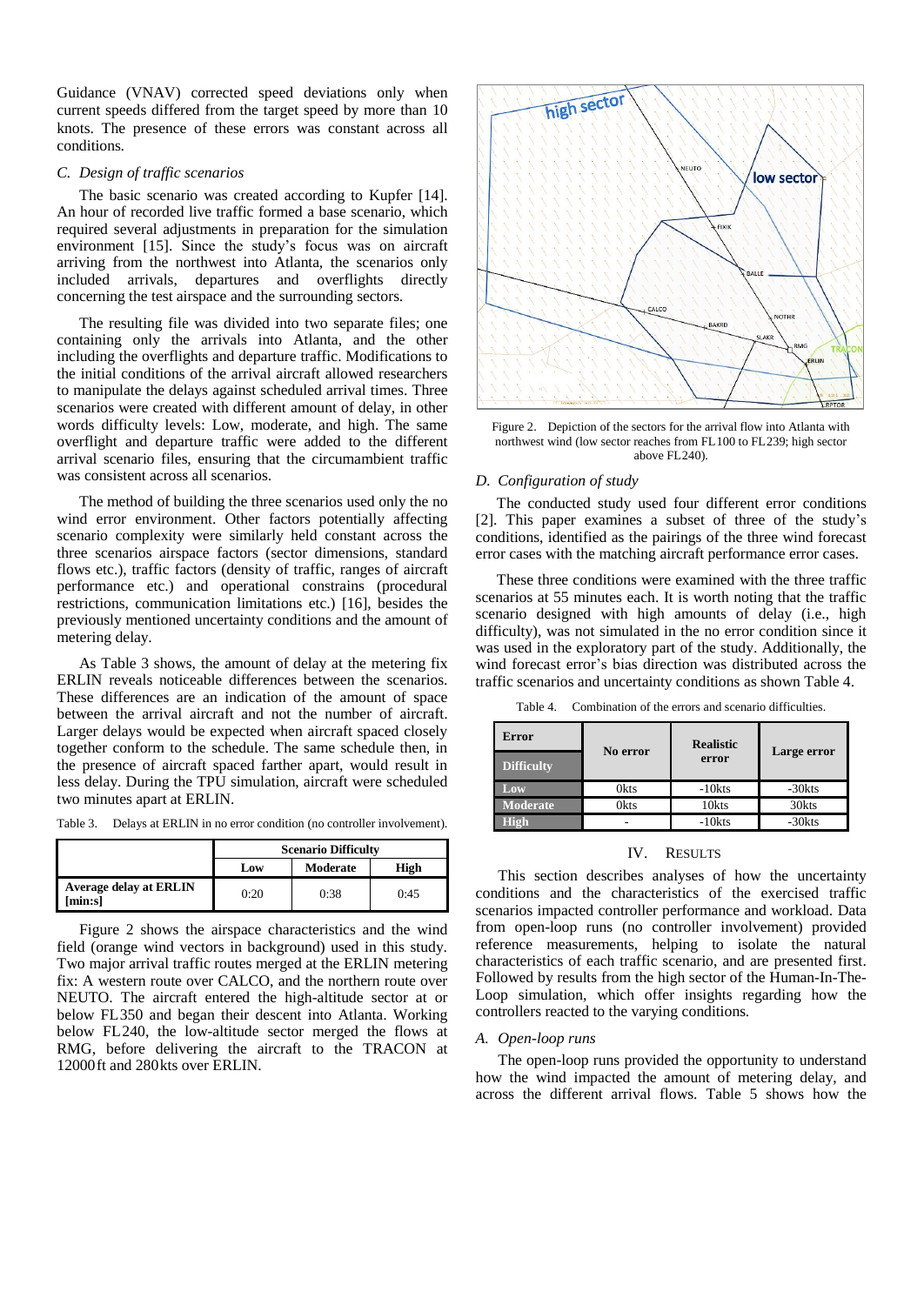Guidance (VNAV) corrected speed deviations only when current speeds differed from the target speed by more than 10 knots. The presence of these errors was constant across all conditions.

### C. Design of traffic scenarios

The basic scenario was created according to Kupfer [14]. An hour of recorded live traffic formed a base scenario, which required several adjustments in preparation for the simulation environment [15]. Since the study's focus was on aircraft arriving from the northwest into Atlanta, the scenarios only included arrivals, departures and overflights directly concerning the test airspace and the surrounding sectors.

The resulting file was divided into two separate files; one containing only the arrivals into Atlanta, and the other including the overflights and departure traffic. Modifications to the initial conditions of the arrival aircraft allowed researchers to manipulate the delays against scheduled arrival times. Three scenarios were created with different amount of delay, in other words difficulty levels: Low, moderate, and high. The same overflight and departure traffic were added to the different arrival scenario files, ensuring that the circumambient traffic was consistent across all scenarios.

The method of building the three scenarios used only the no wind error environment. Other factors potentially affecting scenario complexity were similarly held constant across the three scenarios airspace factors (sector dimensions, standard flows etc.), traffic factors (density of traffic, ranges of aircraft performance etc.) and operational constrains (procedural restrictions, communication limitations etc.) [16], besides the previously mentioned uncertainty conditions and the amount of metering delay.

As Table 3 shows, the amount of delay at the metering fix ERLIN reveals noticeable differences between the scenarios. These differences are an indication of the amount of space between the arrival aircraft and not the number of aircraft. Larger delays would be expected when aircraft spaced closely together conform to the schedule. The same schedule then, in the presence of aircraft spaced farther apart, would result in less delay. During the TPU simulation, aircraft were scheduled two minutes apart at ERLIN.

Table 3. Delays at ERLIN in no error condition (no controller involvement).

| | Scenario Difficulty | | |
|---|---|---|---|
| | Low | Moderate | High |
| **Average delay at ERLIN [min:s]** | 0:20 | 0:38 | 0:45 |

Figure 2 shows the airspace characteristics and the wind field (orange wind vectors in background) used in this study. Two major arrival traffic routes merged at the ERLIN metering fix: A western route over CALCO, and the northern route over NEUTO. The aircraft entered the high-altitude sector at or below FL350 and began their descent into Atlanta. Working below FL240, the low-altitude sector merged the flows at RMG, before delivering the aircraft to the TRACON at 12000 ft and 280 kts over ERLIN.

Figure 2. Depiction of the sectors for the arrival flow into Atlanta with northwest wind (low sector reaches from FL100 to FL239; high sector above FL240).

### D. Configuration of study

The conducted study used four different error conditions [2]. This paper examines a subset of three of the study's conditions, identified as the pairings of the three wind forecast error cases with the matching aircraft performance error cases.

These three conditions were examined with the three traffic scenarios at 55 minutes each. It is worth noting that the traffic scenario designed with high amounts of delay (i.e., high difficulty), was not simulated in the no error condition since it was used in the exploratory part of the study. Additionally, the wind forecast error's bias direction was distributed across the traffic scenarios and uncertainty conditions as shown Table 4.

Table 4. Combination of the errors and scenario difficulties.

| Error / Difficulty | No error | Realistic error | Large error |
|---|---|---|---|
| **Low** | 0kts | -10kts | -30kts |
| **Moderate** | 0kts | 10kts | 30kts |
| **High** | - | -10kts | -30kts |

## IV. Results

This section describes analyses of how the uncertainty conditions and the characteristics of the exercised traffic scenarios impacted controller performance and workload. Data from open-loop runs (no controller involvement) provided reference measurements, helping to isolate the natural characteristics of each traffic scenario, and are presented first. Followed by results from the high sector of the Human-In-The-Loop simulation, which offer insights regarding how the controllers reacted to the varying conditions.

### A. Open-loop runs

The open-loop runs provided the opportunity to understand how the wind impacted the amount of metering delay, and across the different arrival flows. Table 5 shows how the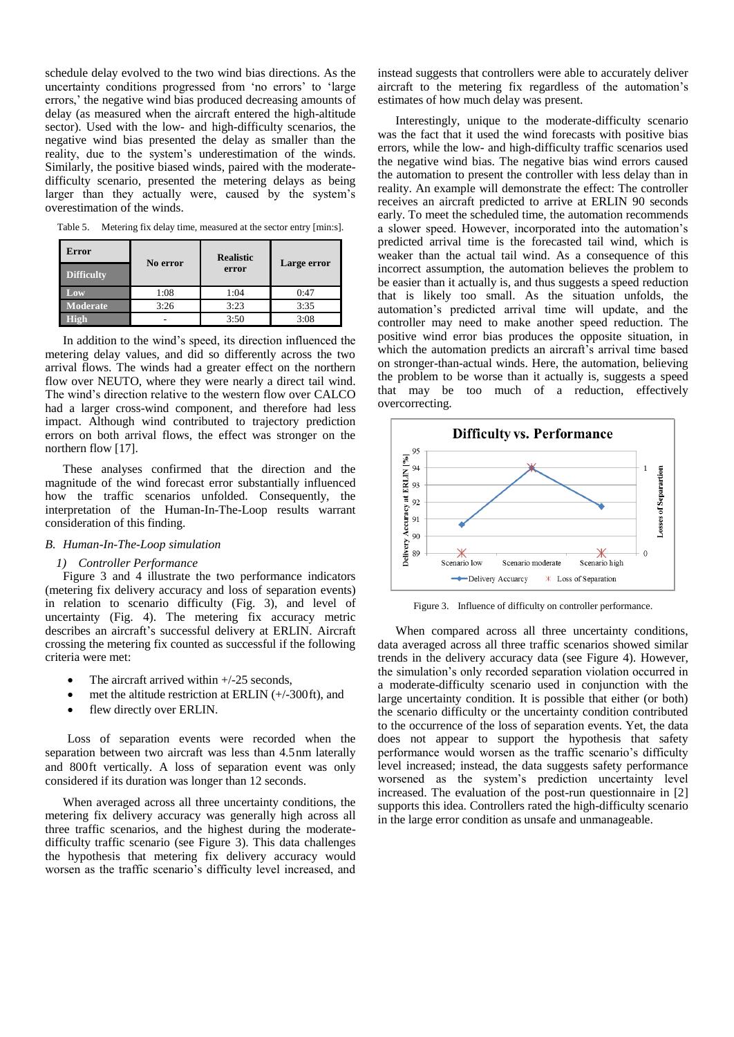schedule delay evolved to the two wind bias directions. As the uncertainty conditions progressed from 'no errors' to 'large errors,' the negative wind bias produced decreasing amounts of delay (as measured when the aircraft entered the high-altitude sector). Used with the low- and high-difficulty scenarios, the negative wind bias presented the delay as smaller than the reality, due to the system's underestimation of the winds. Similarly, the positive biased winds, paired with the moderate-difficulty scenario, presented the metering delays as being larger than they actually were, caused by the system's overestimation of the winds.

Table 5. Metering fix delay time, measured at the sector entry [min:s].

| Error / Difficulty | No error | Realistic error | Large error |
|---|---|---|---|
| Low | 1:08 | 1:04 | 0:47 |
| Moderate | 3:26 | 3:23 | 3:35 |
| High | - | 3:50 | 3:08 |

In addition to the wind's speed, its direction influenced the metering delay values, and did so differently across the two arrival flows. The winds had a greater effect on the northern flow over NEUTO, where they were nearly a direct tail wind. The wind's direction relative to the western flow over CALCO had a larger cross-wind component, and therefore had less impact. Although wind contributed to trajectory prediction errors on both arrival flows, the effect was stronger on the northern flow [17].

These analyses confirmed that the direction and the magnitude of the wind forecast error substantially influenced how the traffic scenarios unfolded. Consequently, the interpretation of the Human-In-The-Loop results warrant consideration of this finding.

## B. Human-In-The-Loop simulation

### 1) Controller Performance

Figure 3 and 4 illustrate the two performance indicators (metering fix delivery accuracy and loss of separation events) in relation to scenario difficulty (Fig. 3), and level of uncertainty (Fig. 4). The metering fix accuracy metric describes an aircraft's successful delivery at ERLIN. Aircraft crossing the metering fix counted as successful if the following criteria were met:

- The aircraft arrived within +/-25 seconds,
- met the altitude restriction at ERLIN (+/-300 ft), and
- flew directly over ERLIN.

Loss of separation events were recorded when the separation between two aircraft was less than 4.5 nm laterally and 800 ft vertically. A loss of separation event was only considered if its duration was longer than 12 seconds.

When averaged across all three uncertainty conditions, the metering fix delivery accuracy was generally high across all three traffic scenarios, and the highest during the moderate-difficulty traffic scenario (see Figure 3). This data challenges the hypothesis that metering fix delivery accuracy would worsen as the traffic scenario's difficulty level increased, and instead suggests that controllers were able to accurately deliver aircraft to the metering fix regardless of the automation's estimates of how much delay was present.

Interestingly, unique to the moderate-difficulty scenario was the fact that it used the wind forecasts with positive bias errors, while the low- and high-difficulty traffic scenarios used the negative wind bias. The negative bias wind errors caused the automation to present the controller with less delay than in reality. An example will demonstrate the effect: The controller receives an aircraft predicted to arrive at ERLIN 90 seconds early. To meet the scheduled time, the automation recommends a slower speed. However, incorporated into the automation's predicted arrival time is the forecasted tail wind, which is weaker than the actual tail wind. As a consequence of this incorrect assumption, the automation believes the problem to be easier than it actually is, and thus suggests a speed reduction that is likely too small. As the situation unfolds, the automation's predicted arrival time will update, and the controller may need to make another speed reduction. The positive wind error bias produces the opposite situation, in which the automation predicts an aircraft's arrival time based on stronger-than-actual winds. Here, the automation, believing the problem to be worse than it actually is, suggests a speed that may be too much of a reduction, effectively overcorrecting.

Figure 3. Influence of difficulty on controller performance.

When compared across all three uncertainty conditions, data averaged across all three traffic scenarios showed similar trends in the delivery accuracy data (see Figure 4). However, the simulation's only recorded separation violation occurred in a moderate-difficulty scenario used in conjunction with the large uncertainty condition. It is possible that either (or both) the scenario difficulty or the uncertainty condition contributed to the occurrence of the loss of separation events. Yet, the data does not appear to support the hypothesis that safety performance would worsen as the traffic scenario's difficulty level increased; instead, the data suggests safety performance worsened as the system's prediction uncertainty level increased. The evaluation of the post-run questionnaire in [2] supports this idea. Controllers rated the high-difficulty scenario in the large error condition as unsafe and unmanageable.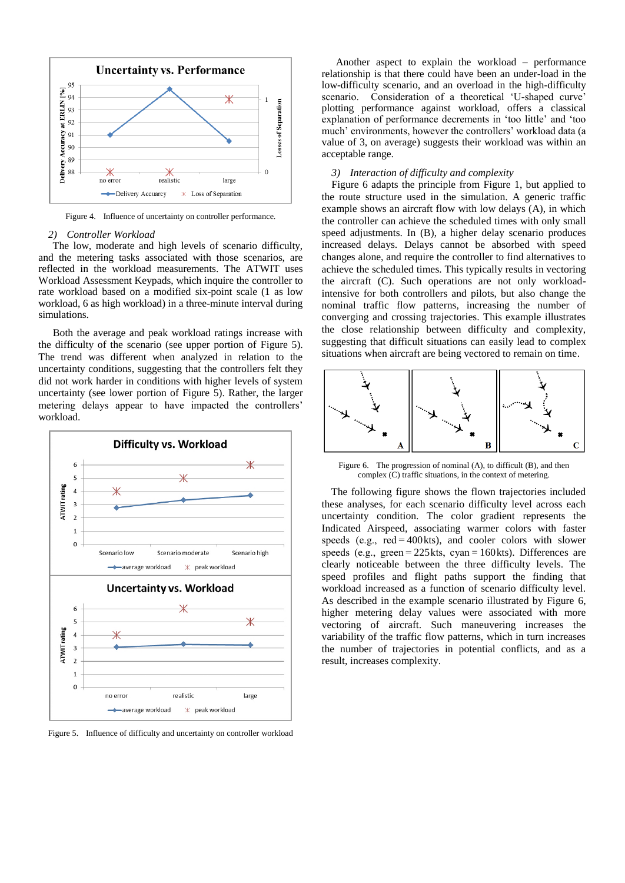Figure 4. Influence of uncertainty on controller performance.

### 2) *Controller Workload*

The low, moderate and high levels of scenario difficulty, and the metering tasks associated with those scenarios, are reflected in the workload measurements. The ATWIT uses Workload Assessment Keypads, which inquire the controller to rate workload based on a modified six-point scale (1 as low workload, 6 as high workload) in a three-minute interval during simulations.

Both the average and peak workload ratings increase with the difficulty of the scenario (see upper portion of Figure 5). The trend was different when analyzed in relation to the uncertainty conditions, suggesting that the controllers felt they did not work harder in conditions with higher levels of system uncertainty (see lower portion of Figure 5). Rather, the larger metering delays appear to have impacted the controllers' workload.

Figure 5. Influence of difficulty and uncertainty on controller workload

Another aspect to explain the workload – performance relationship is that there could have been an under-load in the low-difficulty scenario, and an overload in the high-difficulty scenario. Consideration of a theoretical 'U-shaped curve' plotting performance against workload, offers a classical explanation of performance decrements in 'too little' and 'too much' environments, however the controllers' workload data (a value of 3, on average) suggests their workload was within an acceptable range.

### 3) *Interaction of difficulty and complexity*

Figure 6 adapts the principle from Figure 1, but applied to the route structure used in the simulation. A generic traffic example shows an aircraft flow with low delays (A), in which the controller can achieve the scheduled times with only small speed adjustments. In (B), a higher delay scenario produces increased delays. Delays cannot be absorbed with speed changes alone, and require the controller to find alternatives to achieve the scheduled times. This typically results in vectoring the aircraft (C). Such operations are not only workload-intensive for both controllers and pilots, but also change the nominal traffic flow patterns, increasing the number of converging and crossing trajectories. This example illustrates the close relationship between difficulty and complexity, suggesting that difficult situations can easily lead to complex situations when aircraft are being vectored to remain on time.

Figure 6. The progression of nominal (A), to difficult (B), and then complex (C) traffic situations, in the context of metering.

The following figure shows the flown trajectories included these analyses, for each scenario difficulty level across each uncertainty condition. The color gradient represents the Indicated Airspeed, associating warmer colors with faster speeds (e.g., red = 400 kts), and cooler colors with slower speeds (e.g., green = 225 kts, cyan = 160 kts). Differences are clearly noticeable between the three difficulty levels. The speed profiles and flight paths support the finding that workload increased as a function of scenario difficulty level. As described in the example scenario illustrated by Figure 6, higher metering delay values were associated with more vectoring of aircraft. Such maneuvering increases the variability of the traffic flow patterns, which in turn increases the number of trajectories in potential conflicts, and as a result, increases complexity.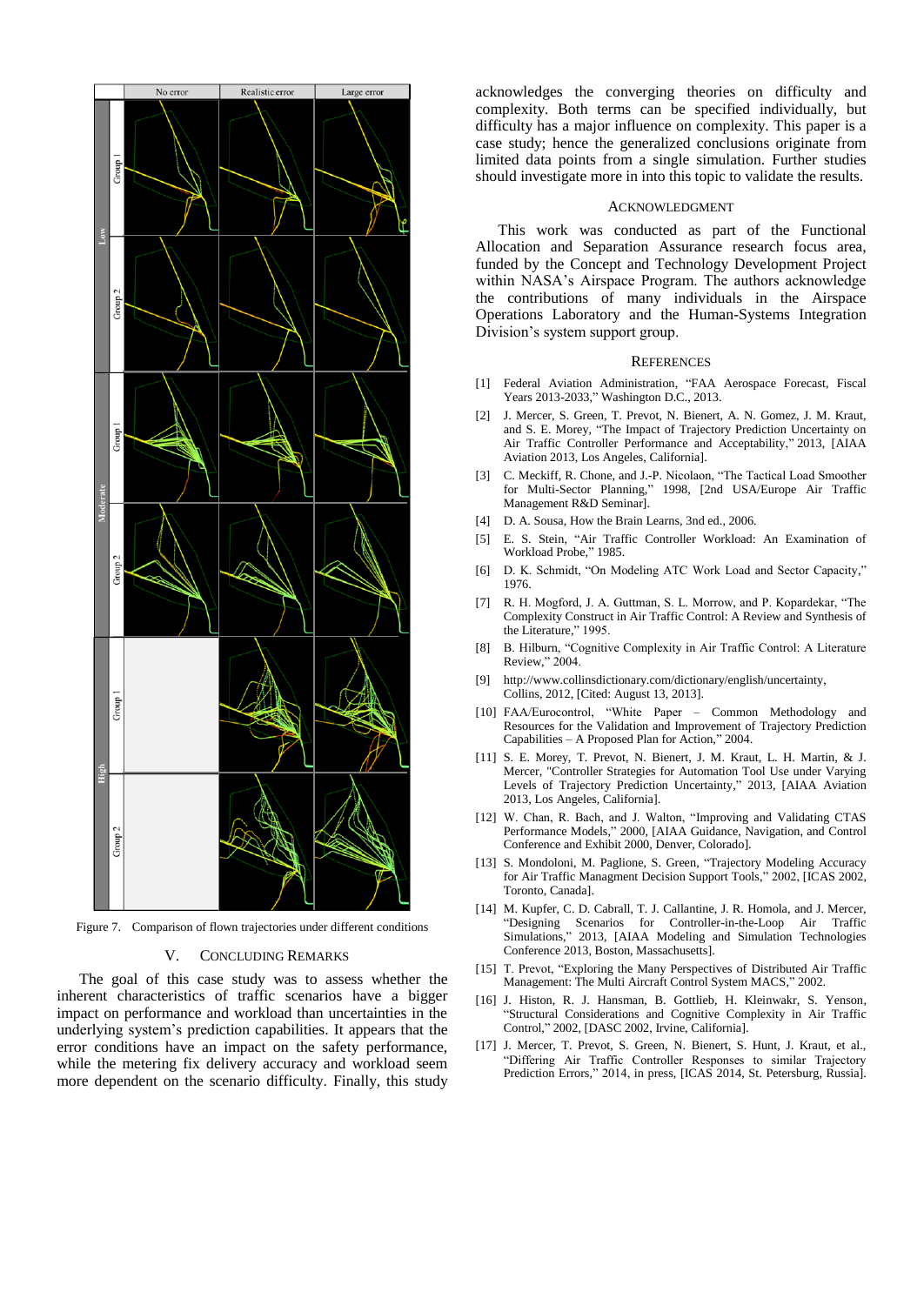No error
Realistic error
Large error

Low
Group 1
Group 2

Moderate
Group 1
Group 2

High
Group 1
Group 2

Figure 7. Comparison of flown trajectories under different conditions

## V. CONCLUDING REMARKS

The goal of this case study was to assess whether the inherent characteristics of traffic scenarios have a bigger impact on performance and workload than uncertainties in the underlying system's prediction capabilities. It appears that the error conditions have an impact on the safety performance, while the metering fix delivery accuracy and workload seem more dependent on the scenario difficulty. Finally, this study acknowledges the converging theories on difficulty and complexity. Both terms can be specified individually, but difficulty has a major influence on complexity. This paper is a case study; hence the generalized conclusions originate from limited data points from a single simulation. Further studies should investigate more in into this topic to validate the results.

## ACKNOWLEDGMENT

This work was conducted as part of the Functional Allocation and Separation Assurance research focus area, funded by the Concept and Technology Development Project within NASA's Airspace Program. The authors acknowledge the contributions of many individuals in the Airspace Operations Laboratory and the Human-Systems Integration Division's system support group.

## REFERENCES

[1] Federal Aviation Administration, "FAA Aerospace Forecast, Fiscal Years 2013-2033," Washington D.C., 2013.

[2] J. Mercer, S. Green, T. Prevot, N. Bienert, A. N. Gomez, J. M. Kraut, and S. E. Morey, "The Impact of Trajectory Prediction Uncertainty on Air Traffic Controller Performance and Acceptability," 2013, [AIAA Aviation 2013, Los Angeles, California].

[3] C. Meckiff, R. Chone, and J.-P. Nicolaon, "The Tactical Load Smoother for Multi-Sector Planning," 1998, [2nd USA/Europe Air Traffic Management R&D Seminar].

[4] D. A. Sousa, How the Brain Learns, 3nd ed., 2006.

[5] E. S. Stein, "Air Traffic Controller Workload: An Examination of Workload Probe," 1985.

[6] D. K. Schmidt, "On Modeling ATC Work Load and Sector Capacity," 1976.

[7] R. H. Mogford, J. A. Guttman, S. L. Morrow, and P. Kopardekar, "The Complexity Construct in Air Traffic Control: A Review and Synthesis of the Literature," 1995.

[8] B. Hilburn, "Cognitive Complexity in Air Traffic Control: A Literature Review," 2004.

[9] http://www.collinsdictionary.com/dictionary/english/uncertainty, Collins, 2012, [Cited: August 13, 2013].

[10] FAA/Eurocontrol, "White Paper – Common Methodology and Resources for the Validation and Improvement of Trajectory Prediction Capabilities – A Proposed Plan for Action," 2004.

[11] S. E. Morey, T. Prevot, N. Bienert, J. M. Kraut, L. H. Martin, & J. Mercer, "Controller Strategies for Automation Tool Use under Varying Levels of Trajectory Prediction Uncertainty," 2013, [AIAA Aviation 2013, Los Angeles, California].

[12] W. Chan, R. Bach, and J. Walton, "Improving and Validating CTAS Performance Models," 2000, [AIAA Guidance, Navigation, and Control Conference and Exhibit 2000, Denver, Colorado].

[13] S. Mondoloni, M. Paglione, S. Green, "Trajectory Modeling Accuracy for Air Traffic Managment Decision Support Tools," 2002, [ICAS 2002, Toronto, Canada].

[14] M. Kupfer, C. D. Cabrall, T. J. Callantine, J. R. Homola, and J. Mercer, "Designing Scenarios for Controller-in-the-Loop Air Traffic Simulations," 2013, [AIAA Modeling and Simulation Technologies Conference 2013, Boston, Massachusetts].

[15] T. Prevot, "Exploring the Many Perspectives of Distributed Air Traffic Management: The Multi Aircraft Control System MACS," 2002.

[16] J. Histon, R. J. Hansman, B. Gottlieb, H. Kleinwakr, S. Yenson, "Structural Considerations and Cognitive Complexity in Air Traffic Control," 2002, [DASC 2002, Irvine, California].

[17] J. Mercer, T. Prevot, S. Green, N. Bienert, S. Hunt, J. Kraut, et al., "Differing Air Traffic Controller Responses to similar Trajectory Prediction Errors," 2014, in press, [ICAS 2014, St. Petersburg, Russia].